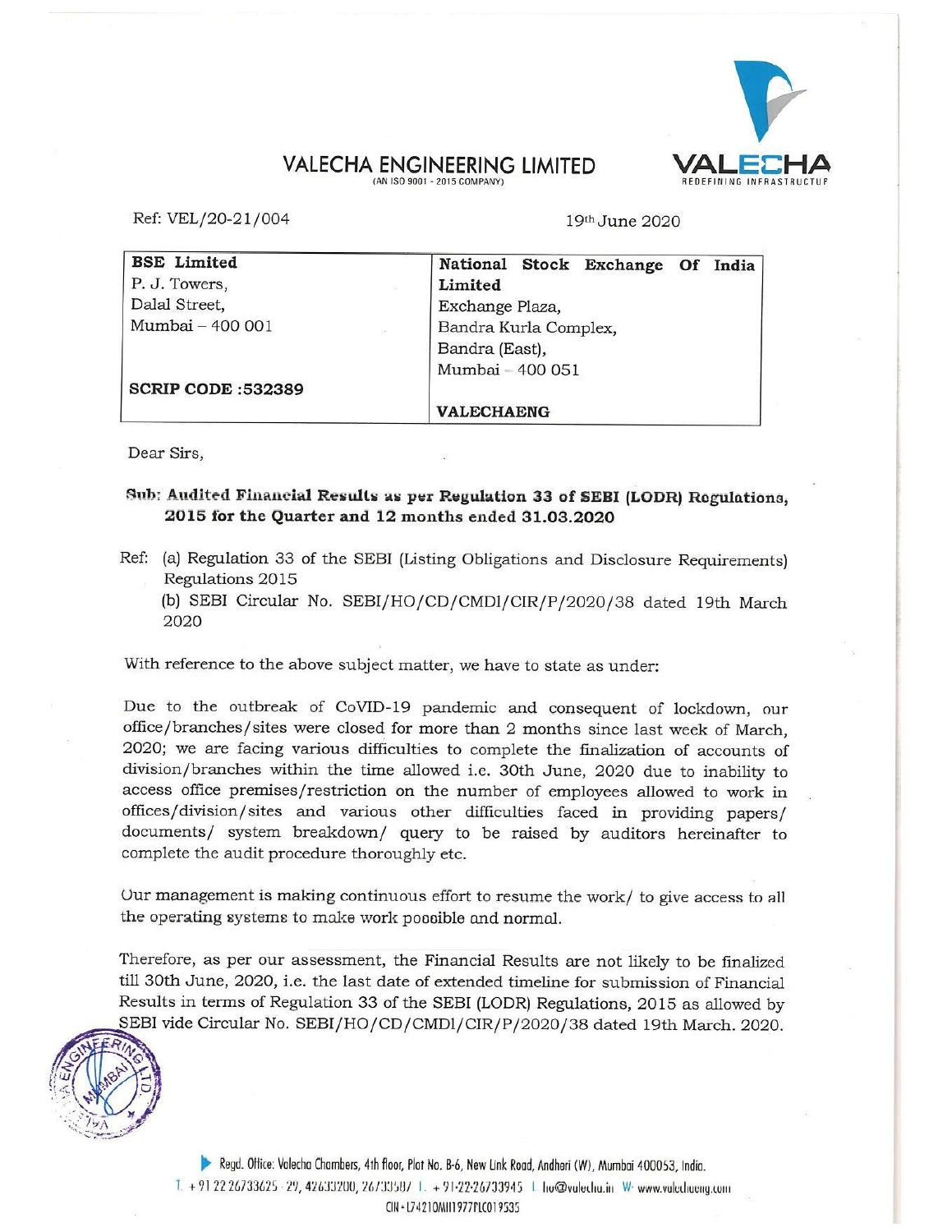# VALECHA ENGINEERING LIMITED

(AN ISO 9001 - 2015 COMPANY)

Ref: VEL/20-21/004

19th June 2020

| BSE Limited | National Stock Exchange Of India Limited |
|---|---|
| P. J. Towers, | Exchange Plaza, |
| Dalal Street, | Bandra Kurla Complex, |
| Mumbai – 400 001 | Bandra (East), |
| | Mumbai – 400 051 |
| **SCRIP CODE :532389** | **VALECHAENG** |

Dear Sirs,

**Sub: Audited Financial Results as per Regulation 33 of SEBI (LODR) Regulations, 2015 for the Quarter and 12 months ended 31.03.2020**

Ref: (a) Regulation 33 of the SEBI (Listing Obligations and Disclosure Requirements) Regulations 2015

(b) SEBI Circular No. SEBI/HO/CD/CMD1/CIR/P/2020/38 dated 19th March 2020

With reference to the above subject matter, we have to state as under:

Due to the outbreak of CoVID-19 pandemic and consequent of lockdown, our office/branches/sites were closed for more than 2 months since last week of March, 2020; we are facing various difficulties to complete the finalization of accounts of division/branches within the time allowed i.e. 30th June, 2020 due to inability to access office premises/restriction on the number of employees allowed to work in offices/division/sites and various other difficulties faced in providing papers/ documents/ system breakdown/ query to be raised by auditors hereinafter to complete the audit procedure thoroughly etc.

Our management is making continuous effort to resume the work/ to give access to all the operating systems to make work possible and normal.

Therefore, as per our assessment, the Financial Results are not likely to be finalized till 30th June, 2020, i.e. the last date of extended timeline for submission of Financial Results in terms of Regulation 33 of the SEBI (LODR) Regulations, 2015 as allowed by SEBI vide Circular No. SEBI/HO/CD/CMD1/CIR/P/2020/38 dated 19th March. 2020.

Regd. Office: Valecha Chambers, 4th floor, Plot No. B-6, New Link Road, Andheri (W), Mumbai 400053, India.
T. +91 22 26733625 - 29, 42633200, 26733507 F. +91-22-26733945 E. ho@valecha.in W. www.valecha.com
CIN - L74210MH1977PLC019535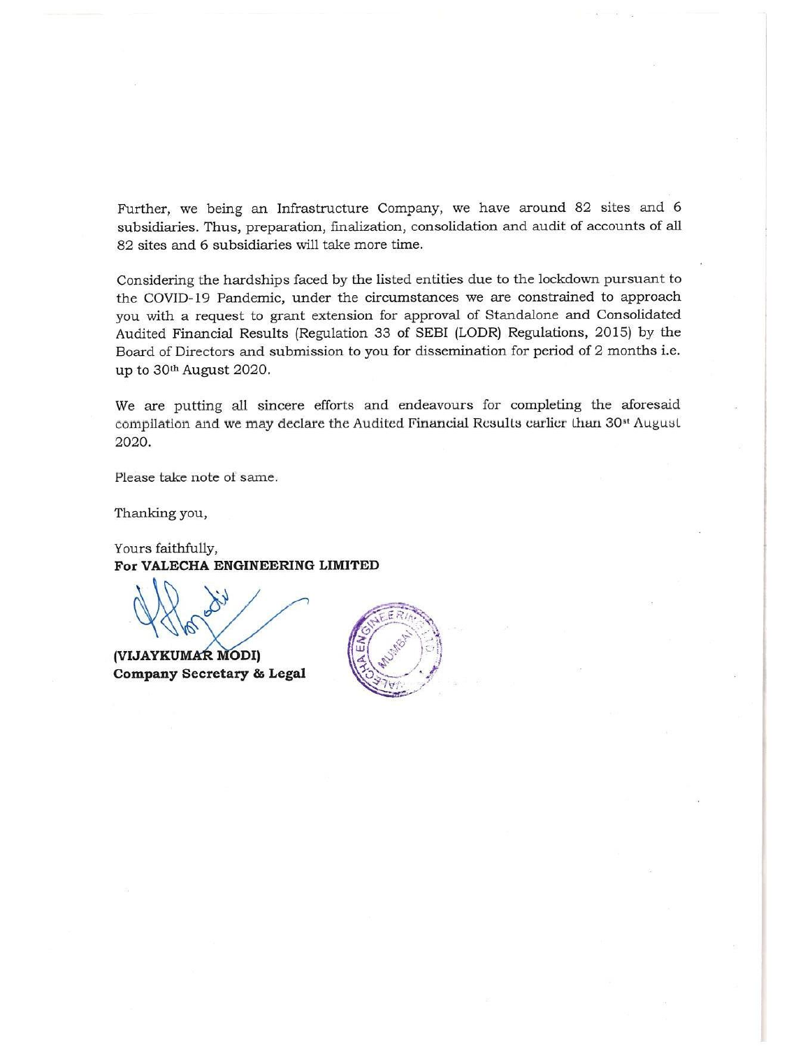Further, we being an Infrastructure Company, we have around 82 sites and 6 subsidiaries. Thus, preparation, finalization, consolidation and audit of accounts of all 82 sites and 6 subsidiaries will take more time.

Considering the hardships faced by the listed entities due to the lockdown pursuant to the COVID-19 Pandemic, under the circumstances we are constrained to approach you with a request to grant extension for approval of Standalone and Consolidated Audited Financial Results (Regulation 33 of SEBI (LODR) Regulations, 2015) by the Board of Directors and submission to you for dissemination for period of 2 months i.e. up to 30th August 2020.

We are putting all sincere efforts and endeavours for completing the aforesaid compilation and we may declare the Audited Financial Results earlier than 30st August 2020.

Please take note of same.

Thanking you,

Yours faithfully,
**For VALECHA ENGINEERING LIMITED**

**(VIJAYKUMAR MODI)**
**Company Secretary & Legal**